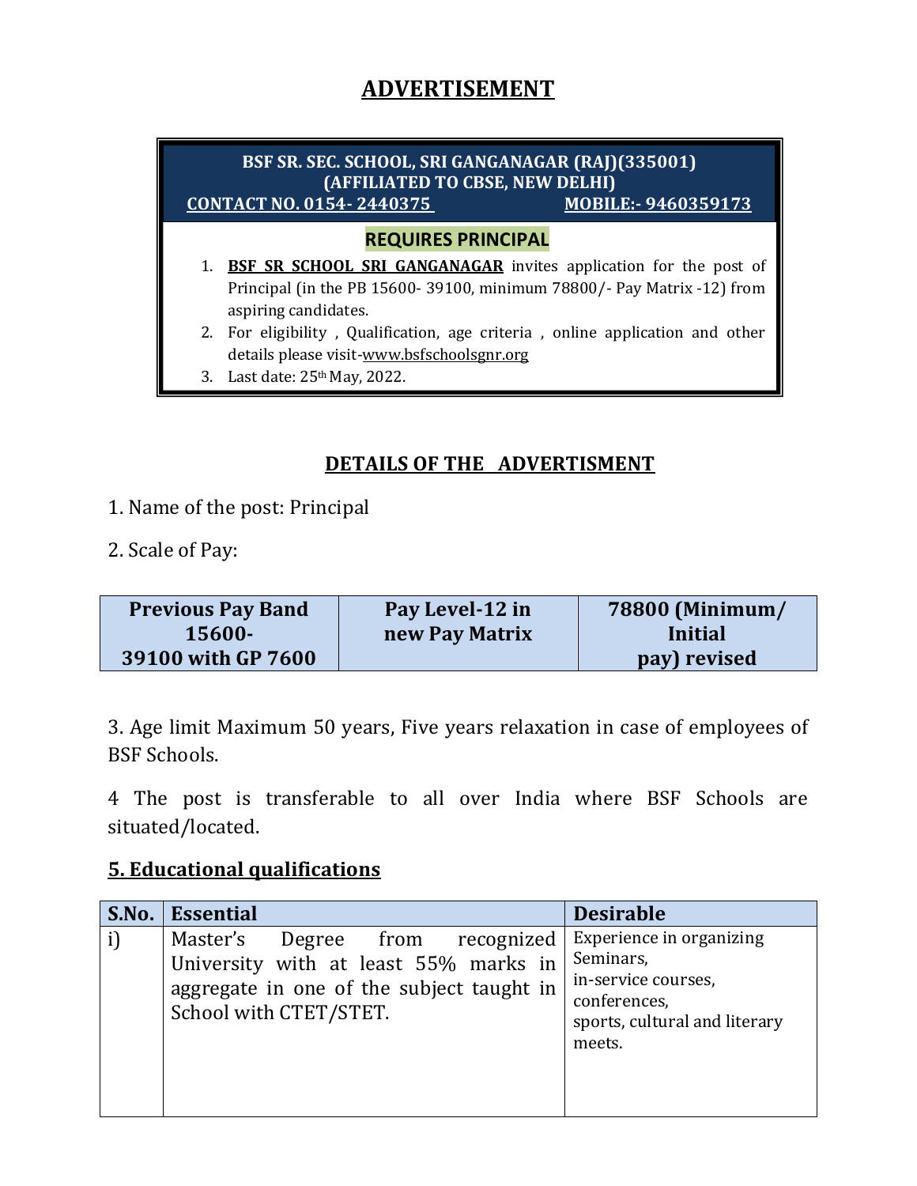# ADVERTISEMENT

**BSF SR. SEC. SCHOOL, SRI GANGANAGAR (RAJ)(335001)**
**(AFFILIATED TO CBSE, NEW DELHI)**
**CONTACT NO. 0154- 2440375** **MOBILE:- 9460359173**

**REQUIRES PRINCIPAL**

1. **BSF SR SCHOOL SRI GANGANAGAR** invites application for the post of Principal (in the PB 15600- 39100, minimum 78800/- Pay Matrix -12) from aspiring candidates.
2. For eligibility , Qualification, age criteria , online application and other details please visit-www.bsfschoolsgnr.org
3. Last date: 25th May, 2022.

## DETAILS OF THE ADVERTISMENT

1. Name of the post: Principal

2. Scale of Pay:

| Previous Pay Band 15600- 39100 with GP 7600 | Pay Level-12 in new Pay Matrix | 78800 (Minimum/ Initial pay) revised |
|---|---|---|

3. Age limit Maximum 50 years, Five years relaxation in case of employees of BSF Schools.

4 The post is transferable to all over India where BSF Schools are situated/located.

## 5. Educational qualifications

| S.No. | Essential | Desirable |
|---|---|---|
| i) | Master's Degree from recognized University with at least 55% marks in aggregate in one of the subject taught in School with CTET/STET. | Experience in organizing Seminars, in-service courses, conferences, sports, cultural and literary meets. |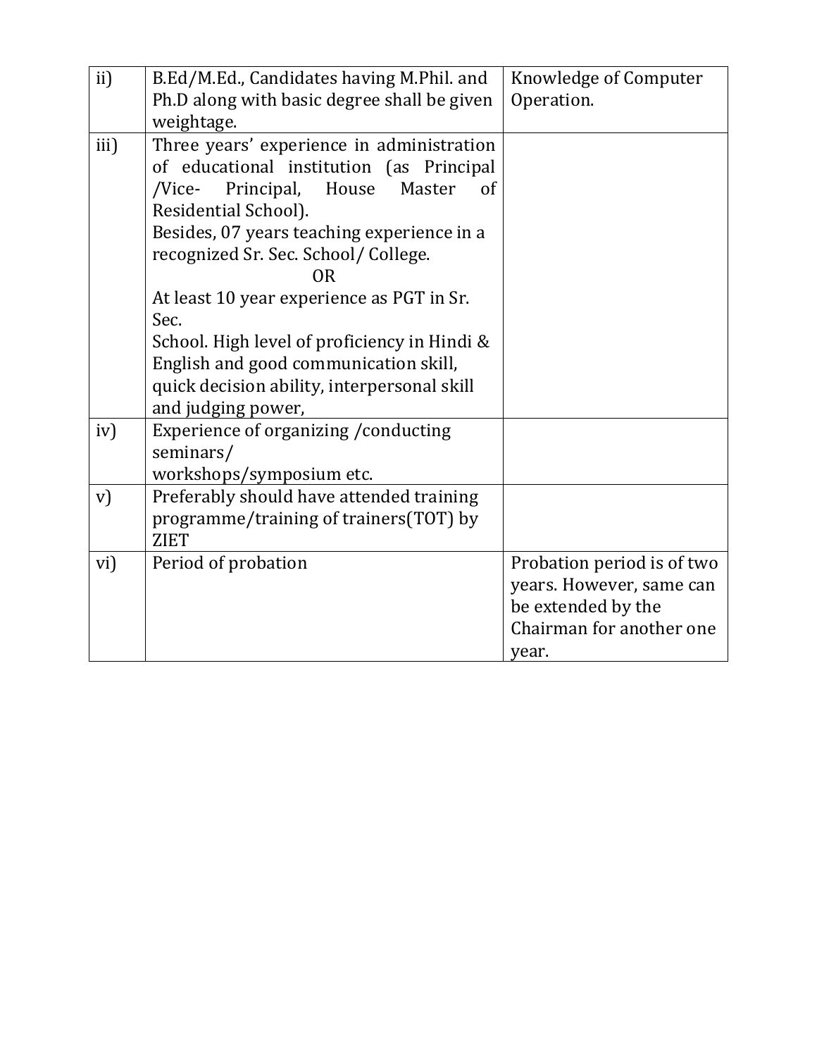| | | |
|---|---|---|
| ii) | B.Ed/M.Ed., Candidates having M.Phil. and Ph.D along with basic degree shall be given weightage. | Knowledge of Computer Operation. |
| iii) | Three years' experience in administration of educational institution (as Principal /Vice- Principal, House Master of Residential School).<br>Besides, 07 years teaching experience in a recognized Sr. Sec. School/ College.<br>OR<br>At least 10 year experience as PGT in Sr. Sec.<br>School. High level of proficiency in Hindi & English and good communication skill, quick decision ability, interpersonal skill and judging power, | |
| iv) | Experience of organizing /conducting seminars/<br>workshops/symposium etc. | |
| v) | Preferably should have attended training programme/training of trainers(TOT) by ZIET | |
| vi) | Period of probation | Probation period is of two years. However, same can be extended by the Chairman for another one year. |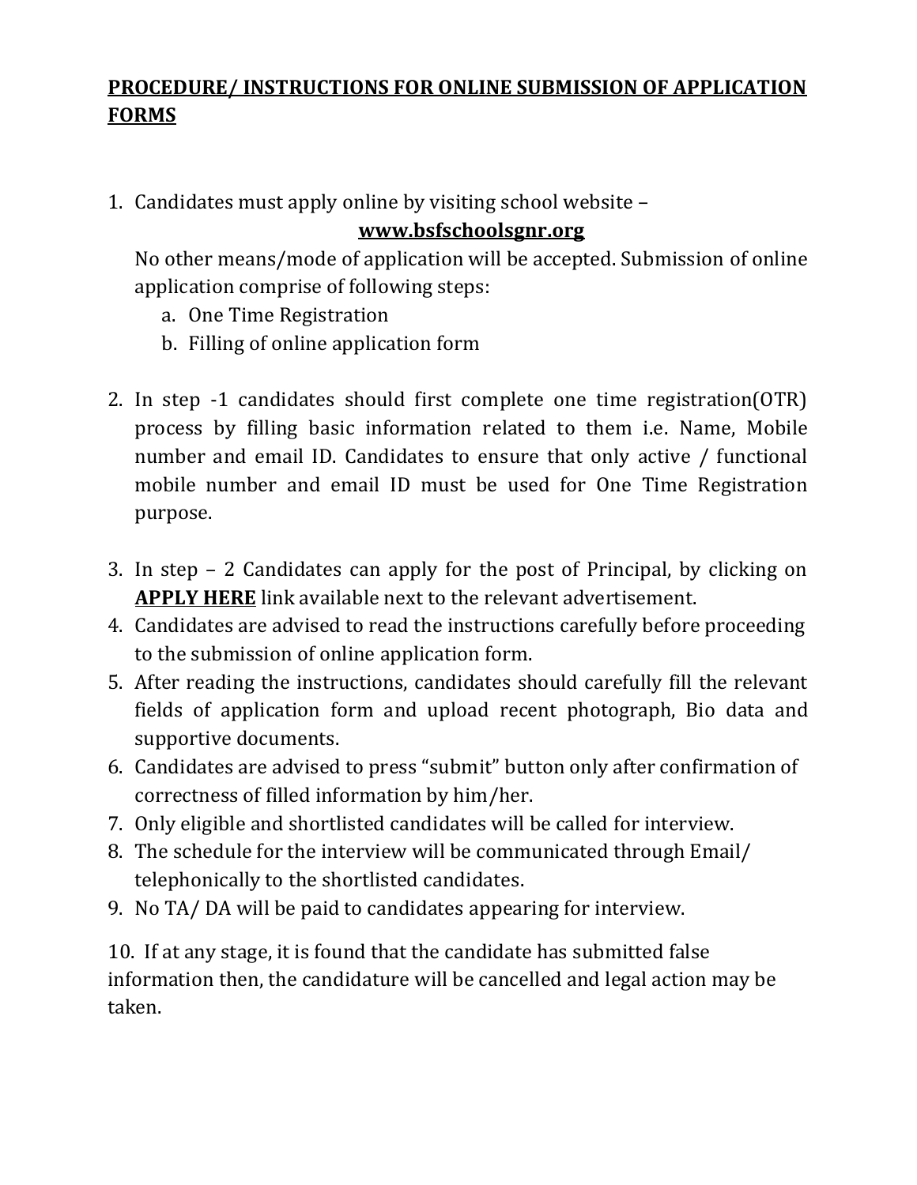# **PROCEDURE/ INSTRUCTIONS FOR ONLINE SUBMISSION OF APPLICATION FORMS**

1. Candidates must apply online by visiting school website – **www.bsfschoolsgnr.org**
   No other means/mode of application will be accepted. Submission of online application comprise of following steps:
   a. One Time Registration
   b. Filling of online application form

2. In step -1 candidates should first complete one time registration(OTR) process by filling basic information related to them i.e. Name, Mobile number and email ID. Candidates to ensure that only active / functional mobile number and email ID must be used for One Time Registration purpose.

3. In step – 2 Candidates can apply for the post of Principal, by clicking on **APPLY HERE** link available next to the relevant advertisement.
4. Candidates are advised to read the instructions carefully before proceeding to the submission of online application form.
5. After reading the instructions, candidates should carefully fill the relevant fields of application form and upload recent photograph, Bio data and supportive documents.
6. Candidates are advised to press "submit" button only after confirmation of correctness of filled information by him/her.
7. Only eligible and shortlisted candidates will be called for interview.
8. The schedule for the interview will be communicated through Email/ telephonically to the shortlisted candidates.
9. No TA/ DA will be paid to candidates appearing for interview.
10. If at any stage, it is found that the candidate has submitted false information then, the candidature will be cancelled and legal action may be taken.